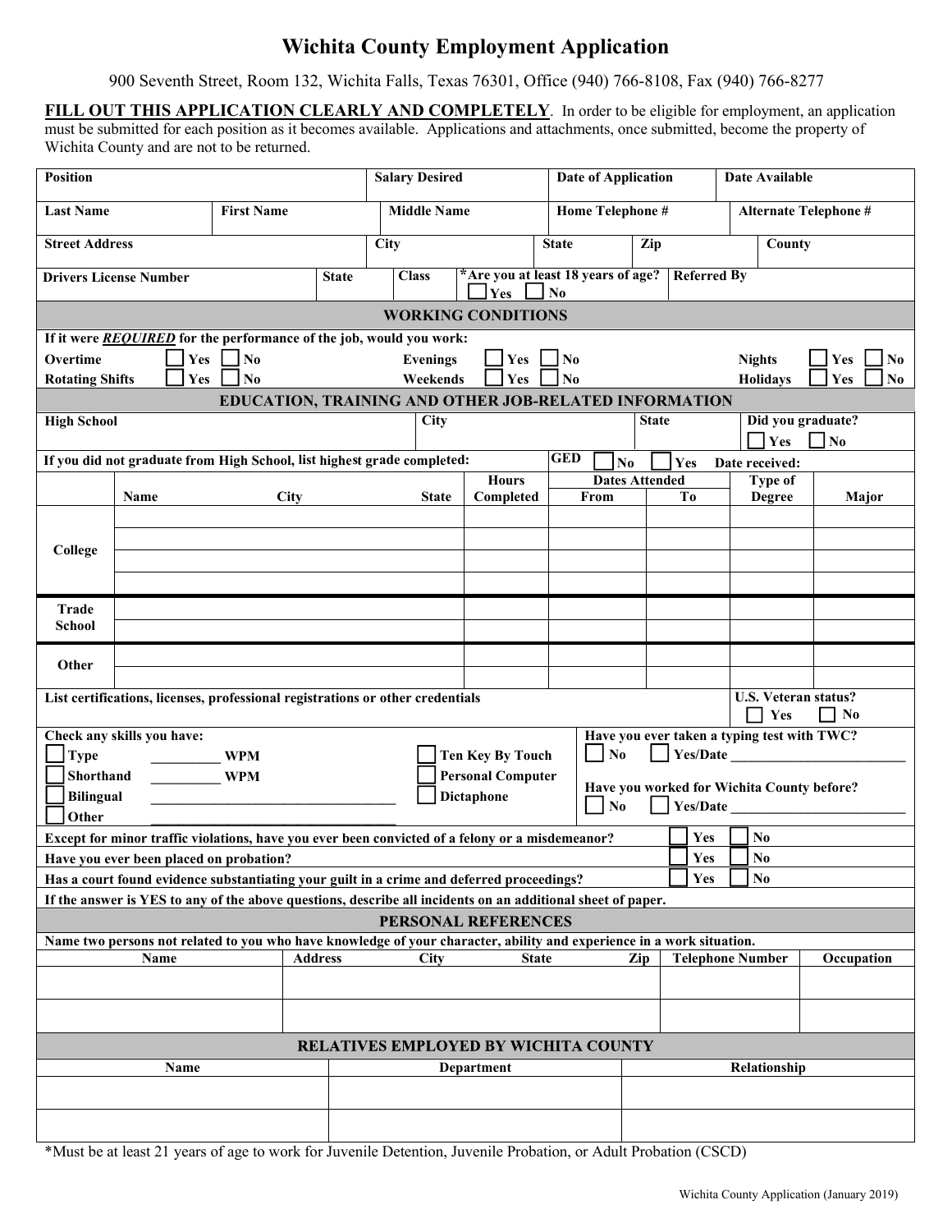# Wichita County Employment Application

900 Seventh Street, Room 132, Wichita Falls, Texas 76301, Office (940) 766-8108, Fax (940) 766-8277

**FILL OUT THIS APPLICATION CLEARLY AND COMPLETELY**. In order to be eligible for employment, an application must be submitted for each position as it becomes available. Applications and attachments, once submitted, become the property of Wichita County and are not to be returned.

| Position | | | Salary Desired | Date of Application | Date Available |
|---|---|---|---|---|---|
| **Last Name** | **First Name** | | **Middle Name** | **Home Telephone #** | **Alternate Telephone #** |
| **Street Address** | | | **City** | **State** / **Zip** | **County** |
| **Drivers License Number** | **State** | **Class** | ***Are you at least 18 years of age?** ☐ Yes ☐ No | **Referred By** | |

## WORKING CONDITIONS

**If it were *REQUIRED* for the performance of the job, would you work:**

| | | | | | |
|---|---|---|---|---|---|
| **Overtime** | ☐ Yes ☐ No | **Evenings** | ☐ Yes ☐ No | **Nights** | ☐ Yes ☐ No |
| **Rotating Shifts** | ☐ Yes ☐ No | **Weekends** | ☐ Yes ☐ No | **Holidays** | ☐ Yes ☐ No |

## EDUCATION, TRAINING AND OTHER JOB-RELATED INFORMATION

| High School | City | State | Did you graduate? ☐ Yes ☐ No |
|---|---|---|---|
| | | | |

**If you did not graduate from High School, list highest grade completed:** &nbsp;&nbsp; **GED** ☐ No ☐ Yes &nbsp; **Date received:**

| | Name | City | State | Hours Completed | Dates Attended From | Dates Attended To | Type of Degree | Major |
|---|---|---|---|---|---|---|---|---|
| **College** | | | | | | | | |
| | | | | | | | | |
| | | | | | | | | |
| | | | | | | | | |
| **Trade School** | | | | | | | | |
| | | | | | | | | |
| **Other** | | | | | | | | |
| | | | | | | | | |

**List certifications, licenses, professional registrations or other credentials** &nbsp;&nbsp; **U.S. Veteran status?** ☐ Yes ☐ No

**Check any skills you have:**

- ☐ **Type** __________ **WPM**
- ☐ **Shorthand** __________ **WPM**
- ☐ **Bilingual** ___________________________________
- ☐ **Other** ___________________________________
- ☐ **Ten Key By Touch**
- ☐ **Personal Computer**
- ☐ **Dictaphone**

**Have you ever taken a typing test with TWC?** ☐ **No** ☐ **Yes/Date** _________________________

**Have you worked for Wichita County before?** ☐ **No** ☐ **Yes/Date** _________________________

| | | |
|---|---|---|
| **Except for minor traffic violations, have you ever been convicted of a felony or a misdemeanor?** | ☐ Yes | ☐ No |
| **Have you ever been placed on probation?** | ☐ Yes | ☐ No |
| **Has a court found evidence substantiating your guilt in a crime and deferred proceedings?** | ☐ Yes | ☐ No |

**If the answer is YES to any of the above questions, describe all incidents on an additional sheet of paper.**

## PERSONAL REFERENCES

**Name two persons not related to you who have knowledge of your character, ability and experience in a work situation.**

| Name | Address | City | State | Zip | Telephone Number | Occupation |
|---|---|---|---|---|---|---|
| | | | | | | |
| | | | | | | |

## RELATIVES EMPLOYED BY WICHITA COUNTY

| Name | Department | Relationship |
|---|---|---|
| | | |
| | | |

*Must be at least 21 years of age to work for Juvenile Detention, Juvenile Probation, or Adult Probation (CSCD)

Wichita County Application (January 2019)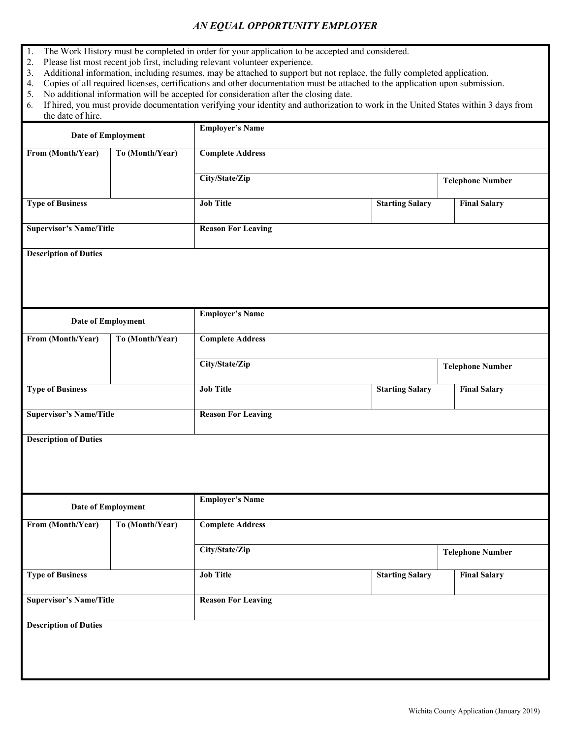*AN EQUAL OPPORTUNITY EMPLOYER*

1. The Work History must be completed in order for your application to be accepted and considered.
2. Please list most recent job first, including relevant volunteer experience.
3. Additional information, including resumes, may be attached to support but not replace, the fully completed application.
4. Copies of all required licenses, certifications and other documentation must be attached to the application upon submission.
5. No additional information will be accepted for consideration after the closing date.
6. If hired, you must provide documentation verifying your identity and authorization to work in the United States within 3 days from the date of hire.

| **Date of Employment** | | **Employer's Name** | | |
|---|---|---|---|---|
| **From (Month/Year)** | **To (Month/Year)** | **Complete Address** | | |
| | | **City/State/Zip** | | **Telephone Number** |
| **Type of Business** | | **Job Title** | **Starting Salary** | **Final Salary** |
| **Supervisor's Name/Title** | | **Reason For Leaving** | | |
| **Description of Duties** | | | | |

| **Date of Employment** | | **Employer's Name** | | |
|---|---|---|---|---|
| **From (Month/Year)** | **To (Month/Year)** | **Complete Address** | | |
| | | **City/State/Zip** | | **Telephone Number** |
| **Type of Business** | | **Job Title** | **Starting Salary** | **Final Salary** |
| **Supervisor's Name/Title** | | **Reason For Leaving** | | |
| **Description of Duties** | | | | |

| **Date of Employment** | | **Employer's Name** | | |
|---|---|---|---|---|
| **From (Month/Year)** | **To (Month/Year)** | **Complete Address** | | |
| | | **City/State/Zip** | | **Telephone Number** |
| **Type of Business** | | **Job Title** | **Starting Salary** | **Final Salary** |
| **Supervisor's Name/Title** | | **Reason For Leaving** | | |
| **Description of Duties** | | | | |

Wichita County Application (January 2019)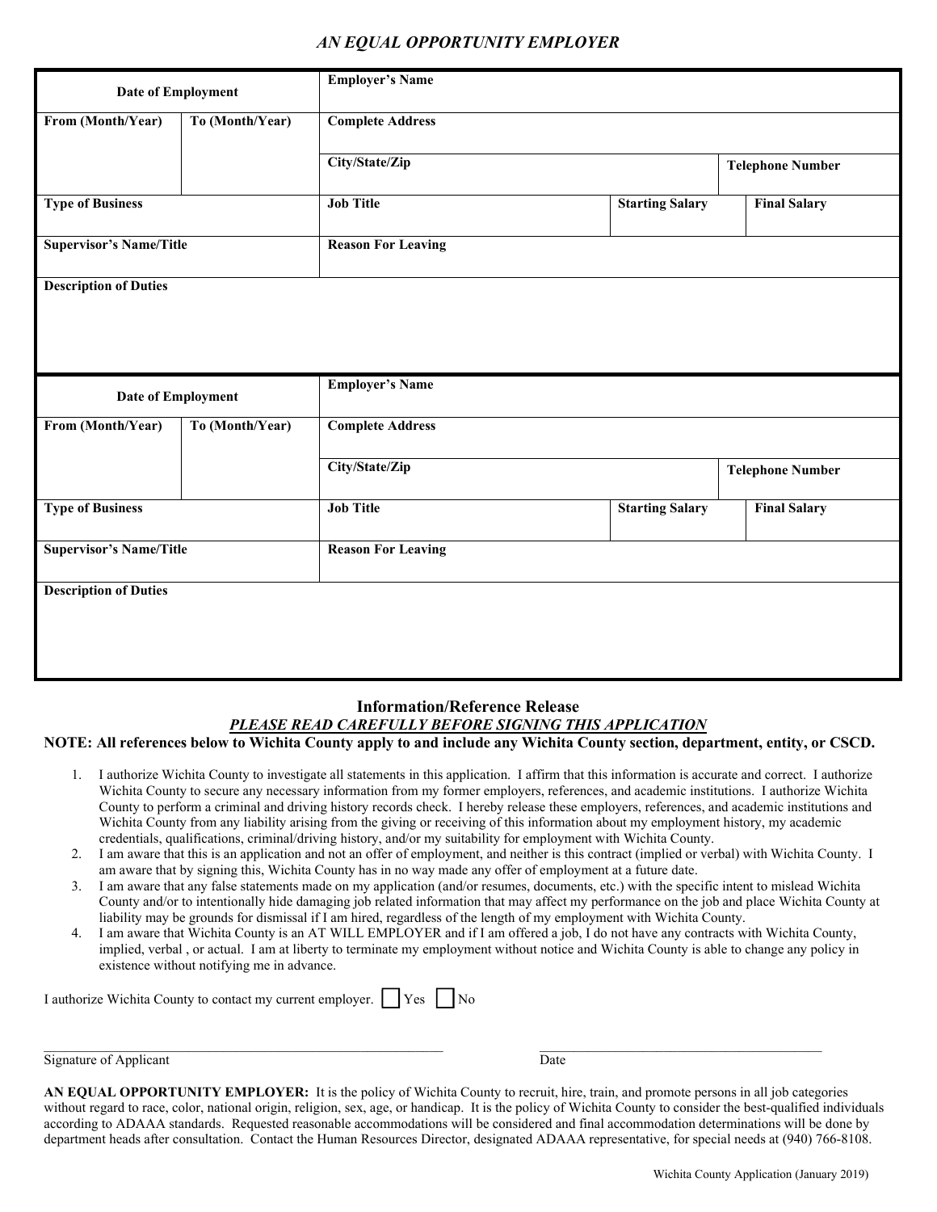*AN EQUAL OPPORTUNITY EMPLOYER*

| Date of Employment | | Employer's Name | | |
|---|---|---|---|---|
| From (Month/Year) | To (Month/Year) | Complete Address | | |
| | | City/State/Zip | | Telephone Number |
| Type of Business | | Job Title | Starting Salary | Final Salary |
| Supervisor's Name/Title | | Reason For Leaving | | |
| Description of Duties | | | | |

| Date of Employment | | Employer's Name | | |
|---|---|---|---|---|
| From (Month/Year) | To (Month/Year) | Complete Address | | |
| | | City/State/Zip | | Telephone Number |
| Type of Business | | Job Title | Starting Salary | Final Salary |
| Supervisor's Name/Title | | Reason For Leaving | | |
| Description of Duties | | | | |

## Information/Reference Release

***PLEASE READ CAREFULLY BEFORE SIGNING THIS APPLICATION***

**NOTE: All references below to Wichita County apply to and include any Wichita County section, department, entity, or CSCD.**

1. I authorize Wichita County to investigate all statements in this application. I affirm that this information is accurate and correct. I authorize Wichita County to secure any necessary information from my former employers, references, and academic institutions. I authorize Wichita County to perform a criminal and driving history records check. I hereby release these employers, references, and academic institutions and Wichita County from any liability arising from the giving or receiving of this information about my employment history, my academic credentials, qualifications, criminal/driving history, and/or my suitability for employment with Wichita County.
2. I am aware that this is an application and not an offer of employment, and neither is this contract (implied or verbal) with Wichita County. I am aware that by signing this, Wichita County has in no way made any offer of employment at a future date.
3. I am aware that any false statements made on my application (and/or resumes, documents, etc.) with the specific intent to mislead Wichita County and/or to intentionally hide damaging job related information that may affect my performance on the job and place Wichita County at liability may be grounds for dismissal if I am hired, regardless of the length of my employment with Wichita County.
4. I am aware that Wichita County is an AT WILL EMPLOYER and if I am offered a job, I do not have any contracts with Wichita County, implied, verbal , or actual. I am at liberty to terminate my employment without notice and Wichita County is able to change any policy in existence without notifying me in advance.

I authorize Wichita County to contact my current employer. ☐ Yes ☐ No

\_\_\_\_\_\_\_\_\_\_\_\_\_\_\_\_\_\_\_\_\_\_\_\_\_\_\_\_\_\_\_\_\_\_\_\_\_\_ \_\_\_\_\_\_\_\_\_\_\_\_\_\_\_\_\_\_\_\_\_\_\_\_\_\_\_\_\_\_

Signature of Applicant Date

**AN EQUAL OPPORTUNITY EMPLOYER:** It is the policy of Wichita County to recruit, hire, train, and promote persons in all job categories without regard to race, color, national origin, religion, sex, age, or handicap. It is the policy of Wichita County to consider the best-qualified individuals according to ADAAA standards. Requested reasonable accommodations will be considered and final accommodation determinations will be done by department heads after consultation. Contact the Human Resources Director, designated ADAAA representative, for special needs at (940) 766-8108.

Wichita County Application (January 2019)